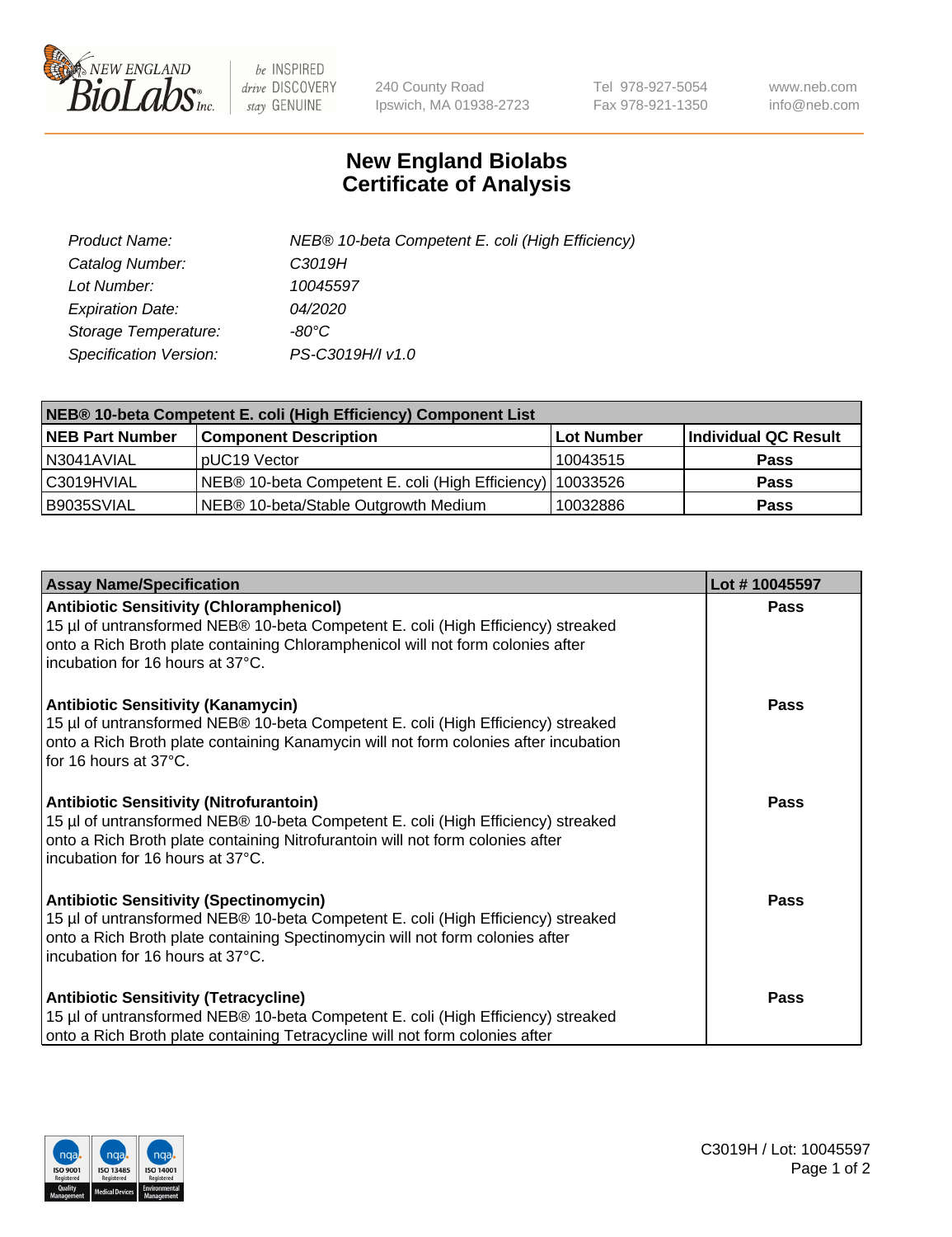# New England Biolabs Certificate of Analysis

| | |
|---|---|
| *Product Name:* | *NEB® 10-beta Competent E. coli (High Efficiency)* |
| *Catalog Number:* | *C3019H* |
| *Lot Number:* | *10045597* |
| *Expiration Date:* | *04/2020* |
| *Storage Temperature:* | *-80°C* |
| *Specification Version:* | *PS-C3019H/I v1.0* |

| NEB® 10-beta Competent E. coli (High Efficiency) Component List | | | |
|---|---|---|---|
| **NEB Part Number** | **Component Description** | **Lot Number** | **Individual QC Result** |
| N3041AVIAL | pUC19 Vector | 10043515 | **Pass** |
| C3019HVIAL | NEB® 10-beta Competent E. coli (High Efficiency) | 10033526 | **Pass** |
| B9035SVIAL | NEB® 10-beta/Stable Outgrowth Medium | 10032886 | **Pass** |

| Assay Name/Specification | Lot # 10045597 |
|---|---|
| **Antibiotic Sensitivity (Chloramphenicol)** 15 µl of untransformed NEB® 10-beta Competent E. coli (High Efficiency) streaked onto a Rich Broth plate containing Chloramphenicol will not form colonies after incubation for 16 hours at 37°C. | **Pass** |
| **Antibiotic Sensitivity (Kanamycin)** 15 µl of untransformed NEB® 10-beta Competent E. coli (High Efficiency) streaked onto a Rich Broth plate containing Kanamycin will not form colonies after incubation for 16 hours at 37°C. | **Pass** |
| **Antibiotic Sensitivity (Nitrofurantoin)** 15 µl of untransformed NEB® 10-beta Competent E. coli (High Efficiency) streaked onto a Rich Broth plate containing Nitrofurantoin will not form colonies after incubation for 16 hours at 37°C. | **Pass** |
| **Antibiotic Sensitivity (Spectinomycin)** 15 µl of untransformed NEB® 10-beta Competent E. coli (High Efficiency) streaked onto a Rich Broth plate containing Spectinomycin will not form colonies after incubation for 16 hours at 37°C. | **Pass** |
| **Antibiotic Sensitivity (Tetracycline)** 15 µl of untransformed NEB® 10-beta Competent E. coli (High Efficiency) streaked onto a Rich Broth plate containing Tetracycline will not form colonies after | **Pass** |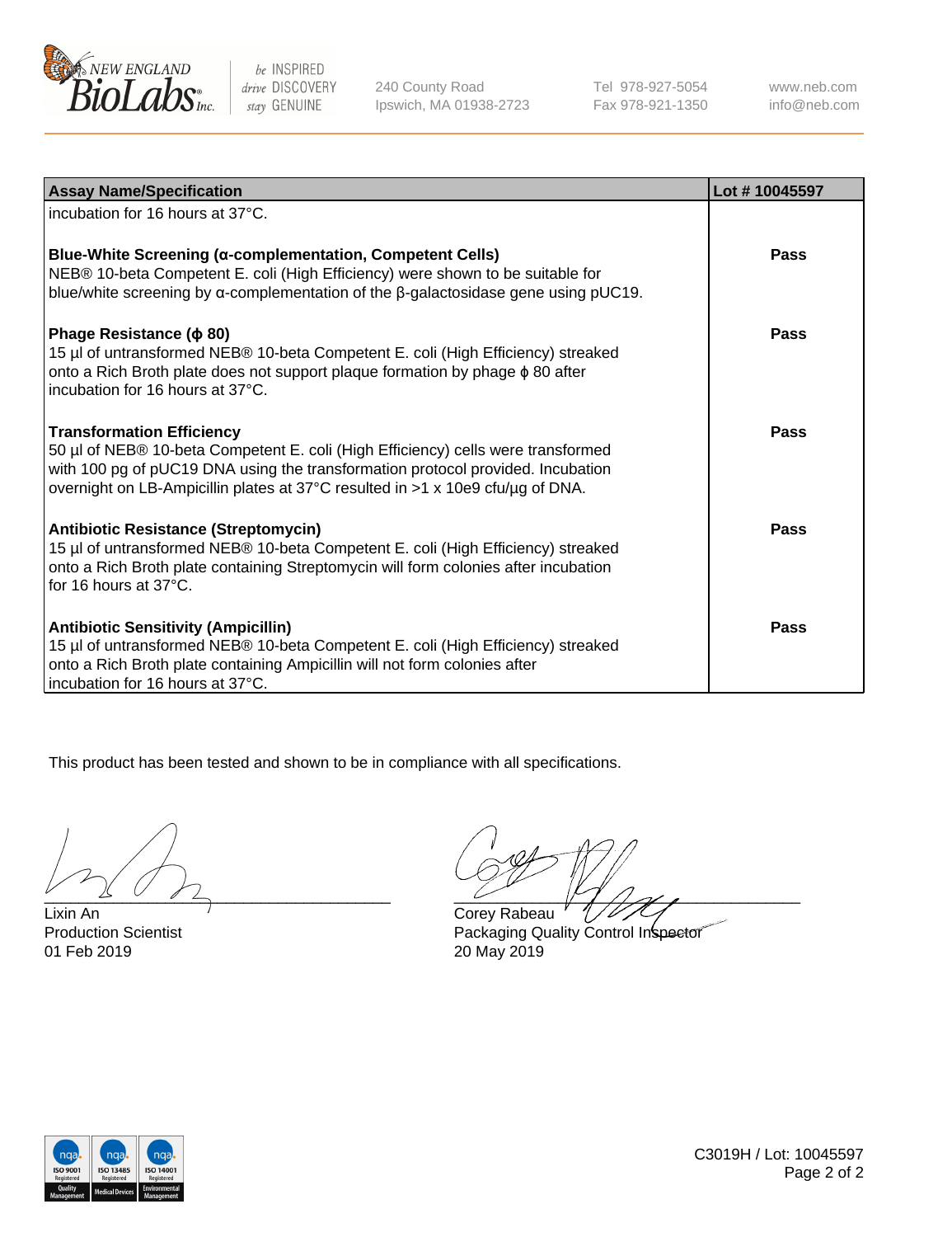| Assay Name/Specification | Lot # 10045597 |
|---|---|
| incubation for 16 hours at 37°C. | |
| **Blue-White Screening (α-complementation, Competent Cells)**<br>NEB® 10-beta Competent E. coli (High Efficiency) were shown to be suitable for blue/white screening by α-complementation of the β-galactosidase gene using pUC19. | **Pass** |
| **Phage Resistance (ϕ 80)**<br>15 µl of untransformed NEB® 10-beta Competent E. coli (High Efficiency) streaked onto a Rich Broth plate does not support plaque formation by phage ϕ 80 after incubation for 16 hours at 37°C. | **Pass** |
| **Transformation Efficiency**<br>50 µl of NEB® 10-beta Competent E. coli (High Efficiency) cells were transformed with 100 pg of pUC19 DNA using the transformation protocol provided. Incubation overnight on LB-Ampicillin plates at 37°C resulted in >1 x 10e9 cfu/µg of DNA. | **Pass** |
| **Antibiotic Resistance (Streptomycin)**<br>15 µl of untransformed NEB® 10-beta Competent E. coli (High Efficiency) streaked onto a Rich Broth plate containing Streptomycin will form colonies after incubation for 16 hours at 37°C. | **Pass** |
| **Antibiotic Sensitivity (Ampicillin)**<br>15 µl of untransformed NEB® 10-beta Competent E. coli (High Efficiency) streaked onto a Rich Broth plate containing Ampicillin will not form colonies after incubation for 16 hours at 37°C. | **Pass** |

This product has been tested and shown to be in compliance with all specifications.

Lixin An
Production Scientist
01 Feb 2019

Corey Rabeau
Packaging Quality Control Inspector
20 May 2019

C3019H / Lot: 10045597